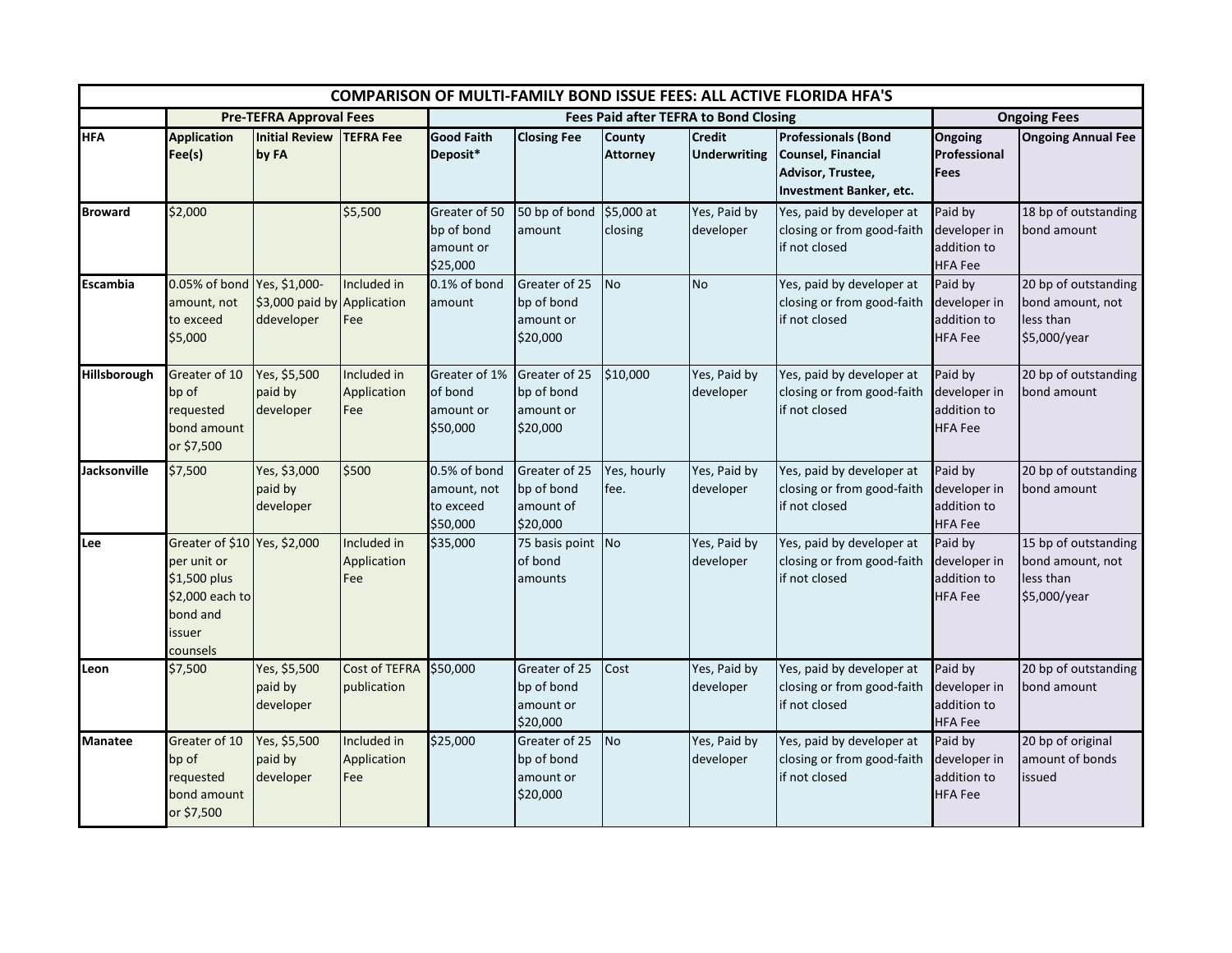| COMPARISON OF MULTI-FAMILY BOND ISSUE FEES: ALL ACTIVE FLORIDA HFA'S | | | | | | | | | | | |
|---|---|---|---|---|---|---|---|---|---|---|---|
| | **Pre-TEFRA Approval Fees** | | | **Fees Paid after TEFRA to Bond Closing** | | | | | **Ongoing Fees** | |
| **HFA** | **Application Fee(s)** | **Initial Review by FA** | **TEFRA Fee** | **Good Faith Deposit*** | **Closing Fee** | **County Attorney** | **Credit Underwriting** | **Professionals (Bond Counsel, Financial Advisor, Trustee, Investment Banker, etc.** | **Ongoing Professional Fees** | **Ongoing Annual Fee** |
| **Broward** | $2,000 | | $5,500 | Greater of 50 bp of bond amount or $25,000 | 50 bp of bond amount | $5,000 at closing | Yes, Paid by developer | Yes, paid by developer at closing or from good-faith if not closed | Paid by developer in addition to HFA Fee | 18 bp of outstanding bond amount |
| **Escambia** | 0.05% of bond amount, not to exceed $5,000 | Yes, $1,000-$3,000 paid by ddeveloper | Included in Application Fee | 0.1% of bond amount | Greater of 25 bp of bond amount or $20,000 | No | No | Yes, paid by developer at closing or from good-faith if not closed | Paid by developer in addition to HFA Fee | 20 bp of outstanding bond amount, not less than $5,000/year |
| **Hillsborough** | Greater of 10 bp of requested bond amount or $7,500 | Yes, $5,500 paid by developer | Included in Application Fee | Greater of 1% of bond amount or $50,000 | Greater of 25 bp of bond amount or $20,000 | $10,000 | Yes, Paid by developer | Yes, paid by developer at closing or from good-faith if not closed | Paid by developer in addition to HFA Fee | 20 bp of outstanding bond amount |
| **Jacksonville** | $7,500 | Yes, $3,000 paid by developer | $500 | 0.5% of bond amount, not to exceed $50,000 | Greater of 25 bp of bond amount of $20,000 | Yes, hourly fee. | Yes, Paid by developer | Yes, paid by developer at closing or from good-faith if not closed | Paid by developer in addition to HFA Fee | 20 bp of outstanding bond amount |
| **Lee** | Greater of $10 per unit or $1,500 plus $2,000 each to bond and issuer counsels | Yes, $2,000 | Included in Application Fee | $35,000 | 75 basis point of bond amounts | No | Yes, Paid by developer | Yes, paid by developer at closing or from good-faith if not closed | Paid by developer in addition to HFA Fee | 15 bp of outstanding bond amount, not less than $5,000/year |
| **Leon** | $7,500 | Yes, $5,500 paid by developer | Cost of TEFRA publication | $50,000 | Greater of 25 bp of bond amount or $20,000 | Cost | Yes, Paid by developer | Yes, paid by developer at closing or from good-faith if not closed | Paid by developer in addition to HFA Fee | 20 bp of outstanding bond amount |
| **Manatee** | Greater of 10 bp of requested bond amount or $7,500 | Yes, $5,500 paid by developer | Included in Application Fee | $25,000 | Greater of 25 bp of bond amount or $20,000 | No | Yes, Paid by developer | Yes, paid by developer at closing or from good-faith if not closed | Paid by developer in addition to HFA Fee | 20 bp of original amount of bonds issued |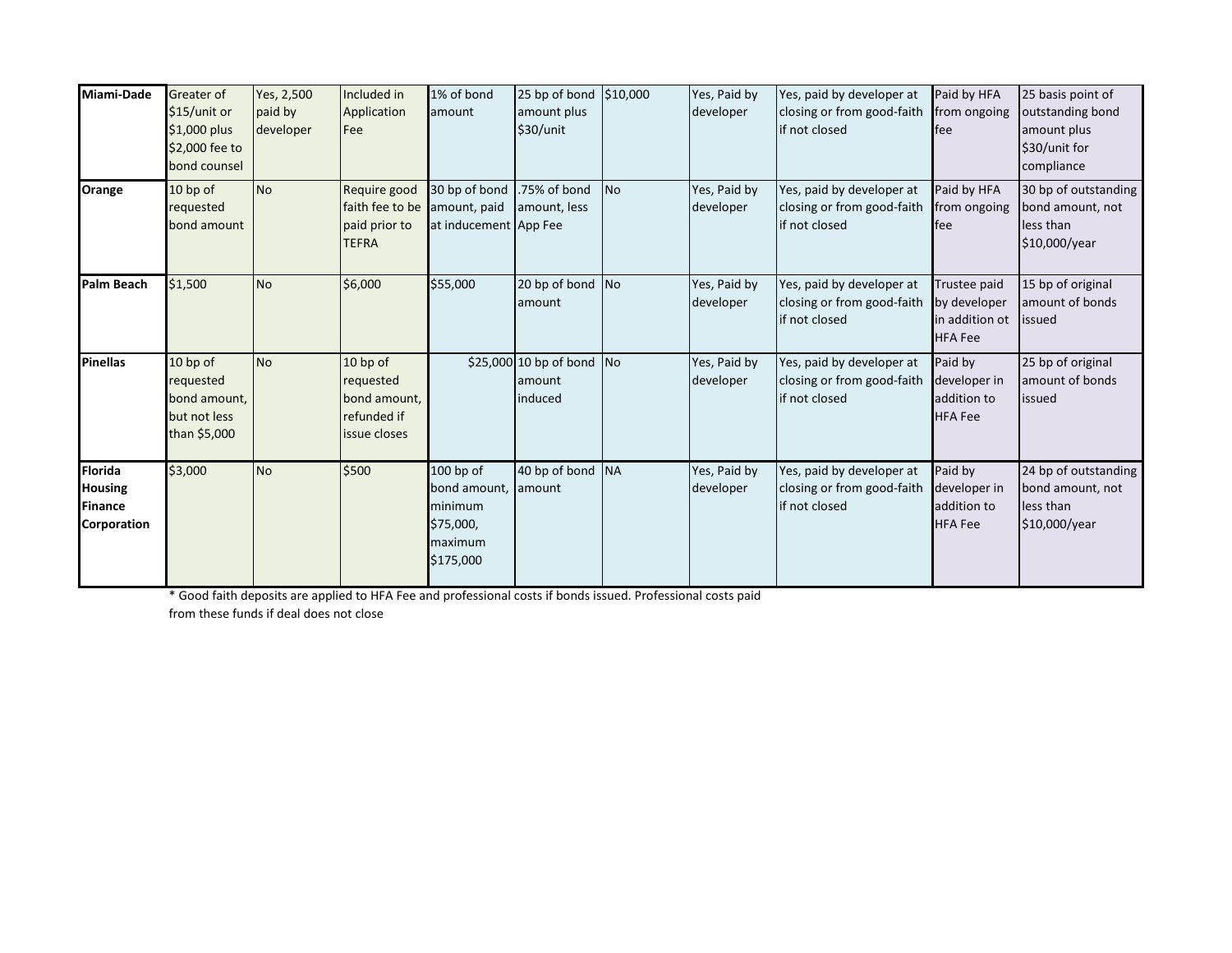| | | | | | | | | | | |
|---|---|---|---|---|---|---|---|---|---|---|
| **Miami-Dade** | Greater of $15/unit or $1,000 plus $2,000 fee to bond counsel | Yes, 2,500 paid by developer | Included in Application Fee | 1% of bond amount | 25 bp of bond amount plus $30/unit | $10,000 | Yes, Paid by developer | Yes, paid by developer at closing or from good-faith if not closed | Paid by HFA from ongoing fee | 25 basis point of outstanding bond amount plus $30/unit for compliance |
| **Orange** | 10 bp of requested bond amount | No | Require good faith fee to be paid prior to TEFRA | 30 bp of bond amount, paid at inducement | .75% of bond amount, less App Fee | No | Yes, Paid by developer | Yes, paid by developer at closing or from good-faith if not closed | Paid by HFA from ongoing fee | 30 bp of outstanding bond amount, not less than $10,000/year |
| **Palm Beach** | $1,500 | No | $6,000 | $55,000 | 20 bp of bond amount | No | Yes, Paid by developer | Yes, paid by developer at closing or from good-faith if not closed | Trustee paid by developer in addition ot HFA Fee | 15 bp of original amount of bonds issued |
| **Pinellas** | 10 bp of requested bond amount, but not less than $5,000 | No | 10 bp of requested bond amount, refunded if issue closes | $25,000 | 10 bp of bond amount induced | No | Yes, Paid by developer | Yes, paid by developer at closing or from good-faith if not closed | Paid by developer in addition to HFA Fee | 25 bp of original amount of bonds issued |
| **Florida Housing Finance Corporation** | $3,000 | No | $500 | 100 bp of bond amount, minimum $75,000, maximum $175,000 | 40 bp of bond amount | NA | Yes, Paid by developer | Yes, paid by developer at closing or from good-faith if not closed | Paid by developer in addition to HFA Fee | 24 bp of outstanding bond amount, not less than $10,000/year |

* Good faith deposits are applied to HFA Fee and professional costs if bonds issued. Professional costs paid from these funds if deal does not close